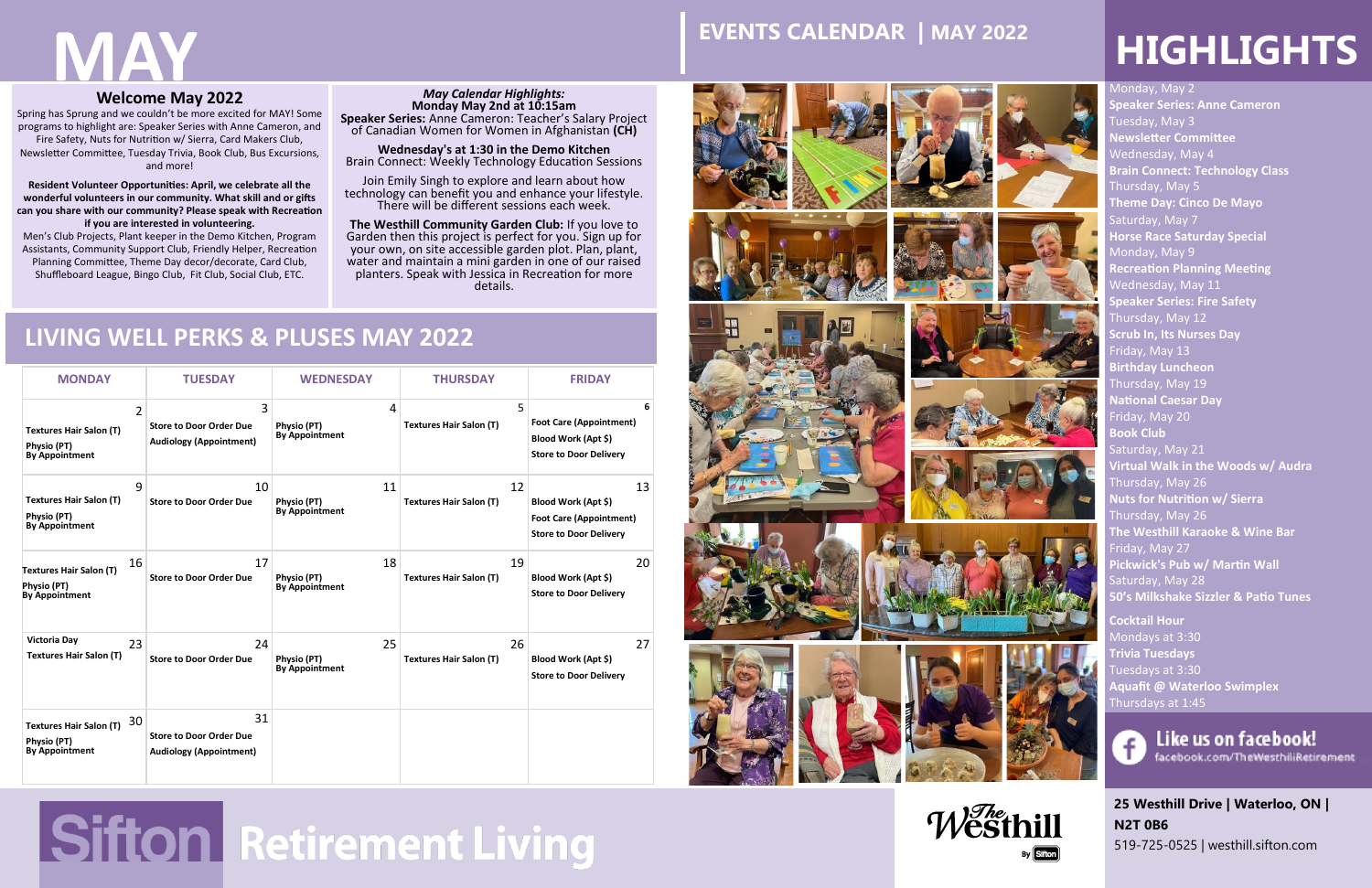# MAY

## Welcome May 2022

Spring has Sprung and we couldn't be more excited for MAY! Some programs to highlight are: Speaker Series with Anne Cameron, and Fire Safety, Nuts for Nutrition w/ Sierra, Card Makers Club, Newsletter Committee, Tuesday Trivia, Book Club, Bus Excursions, and more!

**Resident Volunteer Opportunities: April, we celebrate all the wonderful volunteers in our community. What skill and or gifts can you share with our community? Please speak with Recreation if you are interested in volunteering.**

Men's Club Projects, Plant keeper in the Demo Kitchen, Program Assistants, Community Support Club, Friendly Helper, Recreation Planning Committee, Theme Day decor/decorate, Card Club, Shuffleboard League, Bingo Club, Fit Club, Social Club, ETC.

***May Calendar Highlights:***
**Monday May 2nd at 10:15am**
**Speaker Series:** Anne Cameron: Teacher's Salary Project of Canadian Women for Women in Afghanistan **(CH)**

**Wednesday's at 1:30 in the Demo Kitchen**
Brain Connect: Weekly Technology Education Sessions

Join Emily Singh to explore and learn about how technology can benefit you and enhance your lifestyle. There will be different sessions each week.

**The Westhill Community Garden Club:** If you love to Garden then this project is perfect for you. Sign up for your own, on site accessible garden plot. Plan, plant, water and maintain a mini garden in one of our raised planters. Speak with Jessica in Recreation for more details.

## EVENTS CALENDAR | MAY 2022

## LIVING WELL PERKS & PLUSES MAY 2022

| MONDAY | TUESDAY | WEDNESDAY | THURSDAY | FRIDAY |
|---|---|---|---|---|
| 2<br>**Textures Hair Salon (T)**<br>**Physio (PT)**<br>**By Appointment** | 3<br>**Store to Door Order Due**<br>**Audiology (Appointment)** | 4<br>**Physio (PT)**<br>**By Appointment** | 5<br>**Textures Hair Salon (T)** | 6<br>**Foot Care (Appointment)**<br>**Blood Work (Apt $)**<br>**Store to Door Delivery** |
| 9<br>**Textures Hair Salon (T)**<br>**Physio (PT)**<br>**By Appointment** | 10<br>**Store to Door Order Due** | 11<br>**Physio (PT)**<br>**By Appointment** | 12<br>**Textures Hair Salon (T)** | 13<br>**Blood Work (Apt $)**<br>**Foot Care (Appointment)**<br>**Store to Door Delivery** |
| 16<br>**Textures Hair Salon (T)**<br>**Physio (PT)**<br>**By Appointment** | 17<br>**Store to Door Order Due** | 18<br>**Physio (PT)**<br>**By Appointment** | 19<br>**Textures Hair Salon (T)** | 20<br>**Blood Work (Apt $)**<br>**Store to Door Delivery** |
| 23<br>**Victoria Day**<br>**Textures Hair Salon (T)** | 24<br>**Store to Door Order Due** | 25<br>**Physio (PT)**<br>**By Appointment** | 26<br>**Textures Hair Salon (T)** | 27<br>**Blood Work (Apt $)**<br>**Store to Door Delivery** |
| 30<br>**Textures Hair Salon (T)**<br>**Physio (PT)**<br>**By Appointment** | 31<br>**Store to Door Order Due**<br>**Audiology (Appointment)** | | | |

## HIGHLIGHTS

Monday, May 2
**Speaker Series: Anne Cameron**
Tuesday, May 3
**Newsletter Committee**
Wednesday, May 4
**Brain Connect: Technology Class**
Thursday, May 5
**Theme Day: Cinco De Mayo**
Saturday, May 7
**Horse Race Saturday Special**
Monday, May 9
**Recreation Planning Meeting**
Wednesday, May 11
**Speaker Series: Fire Safety**
Thursday, May 12
**Scrub In, Its Nurses Day**
Friday, May 13
**Birthday Luncheon**
Thursday, May 19
**National Caesar Day**
Friday, May 20
**Book Club**
Saturday, May 21
**Virtual Walk in the Woods w/ Audra**
Thursday, May 26
**Nuts for Nutrition w/ Sierra**
Thursday, May 26
**The Westhill Karaoke & Wine Bar**
Friday, May 27
**Pickwick's Pub w/ Martin Wall**
Saturday, May 28
**50's Milkshake Sizzler & Patio Tunes**

**Cocktail Hour**
Mondays at 3:30
**Trivia Tuesdays**
Tuesdays at 3:30
**Aquafit @ Waterloo Swimplex**
Thursdays at 1:45

**Like us on facebook!**
facebook.com/TheWesthillRetirement

Sifton Retirement Living

The Westhill By Sifton

**25 Westhill Drive | Waterloo, ON | N2T 0B6**
519-725-0525 | westhill.sifton.com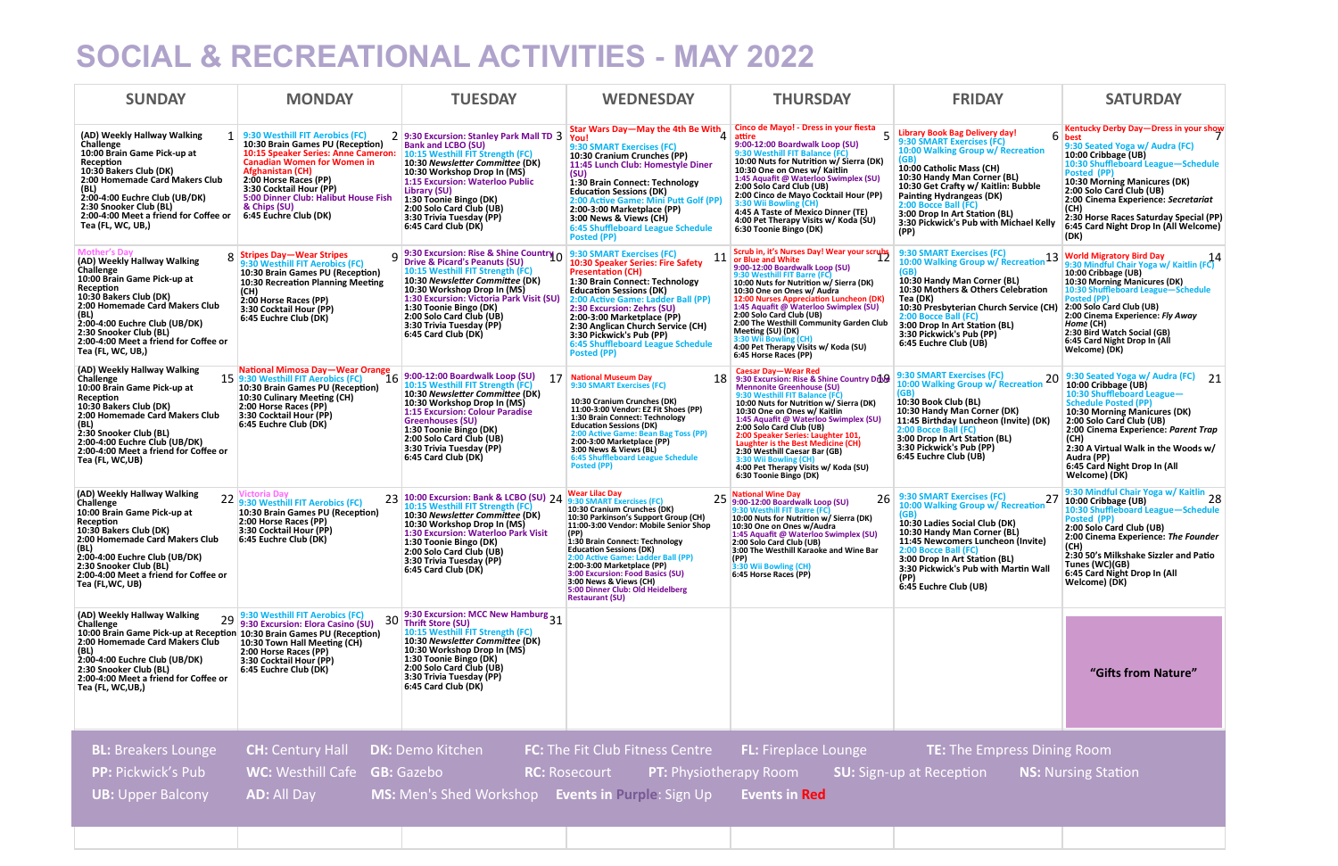# SOCIAL & RECREATIONAL ACTIVITIES - MAY 2022

| SUNDAY | MONDAY | TUESDAY | WEDNESDAY | THURSDAY | FRIDAY | SATURDAY |
|---|---|---|---|---|---|---|
| **1** (AD) Weekly Hallway Walking Challenge<br>10:00 Brain Game Pick-up at Reception<br>10:30 Bakers Club (DK)<br>2:00 Homemade Card Makers Club (BL)<br>2:00-4:00 Euchre Club (UB/DK)<br>2:30 Snooker Club (BL)<br>2:00-4:00 Meet a friend for Coffee or Tea (FL, WC, UB,) | **2** 9:30 Westhill FIT Aerobics (FC)<br>10:30 Brain Games PU (Reception)<br>10:15 Speaker Series: Anne Cameron: Canadian Women for Women in Afghanistan (CH)<br>2:00 Horse Races (PP)<br>3:30 Cocktail Hour (PP)<br>5:00 Dinner Club: Halibut House Fish & Chips (SU)<br>6:45 Euchre Club (DK) | **3** 9:30 Excursion: Stanley Park Mall TD Bank and LCBO (SU)<br>10:15 Westhill FIT Strength (FC)<br>10:30 *Newsletter Committee* (DK)<br>10:30 Workshop Drop In (MS)<br>1:15 Excursion: Waterloo Public Library (SU)<br>1:30 Toonie Bingo (DK)<br>2:00 Solo Card Club (UB)<br>3:30 Trivia Tuesday (PP)<br>6:45 Card Club (DK) | **4** Star Wars Day—May the 4th Be With You!<br>9:30 SMART Exercises (FC)<br>10:30 Cranium Crunches (PP)<br>11:45 Lunch Club: Homestyle Diner (SU)<br>1:30 Brain Connect: Technology Education Sessions (DK)<br>2:00 Active Game: Mini Putt Golf (PP)<br>2:00-3:00 Marketplace (PP)<br>3:00 News & Views (CH)<br>6:45 Shuffleboard League Schedule Posted (PP) | **5** Cinco de Mayo! - Dress in your fiesta attire<br>9:00-12:00 Boardwalk Loop (SU)<br>9:30 Westhill FIT Balance (FC)<br>10:00 Nuts for Nutrition w/ Sierra (DK)<br>10:30 One on Ones w/ Kaitlin<br>1:45 Aquafit @ Waterloo Swimplex (SU)<br>2:00 Solo Card Club (UB)<br>2:00 Cinco de Mayo Cocktail Hour (PP)<br>3:30 Wii Bowling (CH)<br>4:45 A Taste of Mexico Dinner (TE)<br>4:00 Pet Therapy Visits w/ Koda (SU)<br>6:30 Toonie Bingo (DK) | **6** Library Book Bag Delivery day!<br>9:30 SMART Exercises (FC)<br>10:00 Walking Group w/ Recreation (GB)<br>10:00 Catholic Mass (CH)<br>10:30 Handy Man Corner (BL)<br>10:30 Get Crafty w/ Kaitlin: Bubble Painting Hydrangeas (DK)<br>2:00 Bocce Ball (FC)<br>3:00 Drop In Art Station (BL)<br>3:30 Pickwick's Pub with Michael Kelly (PP) | **7** Kentucky Derby Day—Dress in your show best<br>9:30 Seated Yoga w/ Audra (FC)<br>10:00 Cribbage (UB)<br>10:30 Shuffleboard League—Schedule Posted (PP)<br>10:30 Morning Manicures (DK)<br>2:00 Solo Card Club (UB)<br>2:00 Cinema Experience: *Secretariat* (CH)<br>2:30 Horse Races Saturday Special (PP)<br>6:45 Card Night Drop In (All Welcome) (DK) |
| **8** Mother's Day<br>(AD) Weekly Hallway Walking Challenge<br>10:00 Brain Game Pick-up at Reception<br>10:30 Bakers Club (DK)<br>2:00 Homemade Card Makers Club (BL)<br>2:00-4:00 Euchre Club (UB/DK)<br>2:30 Snooker Club (BL)<br>2:00-4:00 Meet a friend for Coffee or Tea (FL, WC, UB,) | **9** Stripes Day—Wear Stripes<br>9:30 Westhill FIT Aerobics (FC)<br>10:30 Brain Games PU (Reception)<br>10:30 Recreation Planning Meeting (CH)<br>2:00 Horse Races (PP)<br>3:30 Cocktail Hour (PP)<br>6:45 Euchre Club (DK) | **10** 9:30 Excursion: Rise & Shine Country Drive & Picard's Peanuts (SU)<br>10:15 Westhill FIT Strength (FC)<br>10:30 *Newsletter Committee* (DK)<br>10:30 Workshop Drop In (MS)<br>1:30 Excursion: Victoria Park Visit (SU)<br>1:30 Toonie Bingo (DK)<br>2:00 Solo Card Club (UB)<br>3:30 Trivia Tuesday (PP)<br>6:45 Card Club (DK) | **11** 9:30 SMART Exercises (FC)<br>10:30 Speaker Series: Fire Safety Presentation (CH)<br>1:30 Brain Connect: Technology Education Sessions (DK)<br>2:00 Active Game: Ladder Ball (PP)<br>2:30 Excursion: Zehrs (SU)<br>2:00-3:00 Marketplace (PP)<br>2:30 Anglican Church Service (CH)<br>3:30 Pickwick's Pub (PP)<br>6:45 Shuffleboard League Schedule Posted (PP) | **12** Scrub in, it's Nurses Day! Wear your scrubs or Blue and White<br>9:00-12:00 Boardwalk Loop (SU)<br>9:30 Westhill FIT Barre (FC)<br>10:00 Nuts for Nutrition w/ Sierra (DK)<br>10:30 One on Ones w/ Audra<br>12:00 Nurses Appreciation Luncheon (DK)<br>1:45 Aquafit @ Waterloo Swimplex (SU)<br>2:00 Solo Card Club (UB)<br>2:00 The Westhill Community Garden Club Meeting (SU) (DK)<br>3:30 Wii Bowling (CH)<br>4:00 Pet Therapy Visits w/ Koda (SU)<br>6:45 Horse Races (PP) | **13** 9:30 SMART Exercises (FC)<br>10:00 Walking Group w/ Recreation (GB)<br>10:30 Handy Man Corner (BL)<br>10:30 Mothers & Others Celebration Tea (DK)<br>10:30 Presbyterian Church Service (CH)<br>2:00 Bocce Ball (FC)<br>3:00 Drop In Art Station (BL)<br>3:30 Pickwick's Pub (PP)<br>6:45 Euchre Club (UB) | **14** World Migratory Bird Day<br>9:30 Mindful Chair Yoga w/ Kaitlin (FC)<br>10:00 Cribbage (UB)<br>10:30 Morning Manicures (DK)<br>10:30 Shuffleboard League—Schedule Posted (PP)<br>2:00 Solo Card Club (UB)<br>2:00 Cinema Experience: *Fly Away Home* (CH)<br>2:30 Bird Watch Social (GB)<br>6:45 Card Night Drop In (All Welcome) (DK) |
| **15** (AD) Weekly Hallway Walking Challenge<br>10:00 Brain Game Pick-up at Reception<br>10:30 Bakers Club (DK)<br>2:00 Homemade Card Makers Club (BL)<br>2:30 Snooker Club (BL)<br>2:00-4:00 Euchre Club (UB/DK)<br>2:00-4:00 Meet a friend for Coffee or Tea (FL, WC,UB) | **16** National Mimosa Day—Wear Orange<br>9:30 Westhill FIT Aerobics (FC)<br>10:30 Brain Games PU (Reception)<br>10:30 Culinary Meeting (CH)<br>2:00 Horse Races (PP)<br>3:30 Cocktail Hour (PP)<br>6:45 Euchre Club (DK) | **17** 9:00-12:00 Boardwalk Loop (SU)<br>10:15 Westhill FIT Strength (FC)<br>10:30 *Newsletter Committee* (DK)<br>10:30 Workshop Drop In (MS)<br>1:15 Excursion: Colour Paradise Greenhouses (SU)<br>1:30 Toonie Bingo (DK)<br>2:00 Solo Card Club (UB)<br>3:30 Trivia Tuesday (PP)<br>6:45 Card Club (DK) | **18** National Museum Day<br>9:30 SMART Exercises (FC)<br>10:30 Cranium Crunches (DK)<br>11:00-3:00 Vendor: EZ Fit Shoes (PP)<br>1:30 Brain Connect: Technology Education Sessions (DK)<br>2:00 Active Game: Bean Bag Toss (PP)<br>2:00-3:00 Marketplace (PP)<br>3:00 News & Views (DK)<br>6:45 Shuffleboard League Schedule Posted (PP) | **19** Caesar Day—Wear Red<br>9:30 Excursion: Rise & Shine Country Drive Mennonite Greenhouse (SU)<br>9:30 Westhill FIT Balance (FC)<br>10:00 Nuts for Nutrition w/ Sierra (DK)<br>10:30 One on Ones w/ Kaitlin<br>1:45 Aquafit @ Waterloo Swimplex (SU)<br>2:00 Solo Card Club (UB)<br>2:00 Speaker Series: Laughter 101, Laughter is the Best Medicine (CH)<br>2:30 Westhill Caesar Bar (GB)<br>3:30 Wii Bowling (CH)<br>4:00 Pet Therapy Visits w/ Koda (SU)<br>6:30 Toonie Bingo (DK) | **20** 9:30 SMART Exercises (FC)<br>10:00 Walking Group w/ Recreation (GB)<br>10:30 Book Club (DK)<br>10:30 Handy Man Corner (BL)<br>11:45 Birthday Luncheon (Invite) (DK)<br>2:00 Bocce Ball (FC)<br>3:00 Drop In Art Station (BL)<br>3:30 Pickwick's Pub (PP)<br>6:45 Euchre Club (UB) | **21** 9:30 Seated Yoga w/ Audra (FC)<br>10:00 Cribbage (UB)<br>10:30 Shuffleboard League—Schedule Posted (PP)<br>10:30 Morning Manicures (DK)<br>2:00 Solo Card Club (UB)<br>2:00 Cinema Experience: *Parent Trap* (CH)<br>2:30 A Virtual Walk in the Woods w/ Audra (PP)<br>6:45 Card Night Drop In (All Welcome) (DK) |
| **22** (AD) Weekly Hallway Walking Challenge<br>10:00 Brain Game Pick-up at Reception<br>10:30 Bakers Club (DK)<br>2:00 Homemade Card Makers Club (BL)<br>2:00-4:00 Euchre Club (UB/DK)<br>2:30 Snooker Club (BL)<br>2:00-4:00 Meet a friend for Coffee or Tea (FL,WC, UB) | **23** Victoria Day<br>9:30 Westhill FIT Aerobics (FC)<br>10:30 Brain Games PU (Reception)<br>2:00 Horse Races (PP)<br>3:30 Cocktail Hour (PP)<br>6:45 Euchre Club (DK) | **24** 10:00 Excursion: Bank & LCBO (SU)<br>10:15 Westhill FIT Strength (FC)<br>10:30 *Newsletter Committee* (DK)<br>10:30 Workshop Drop In (MS)<br>1:30 Excursion: Waterloo Park Visit (SU)<br>1:30 Toonie Bingo (DK)<br>2:00 Solo Card Club (UB)<br>3:30 Trivia Tuesday (PP)<br>6:45 Card Club (DK) | **25** Wear Lilac Day<br>9:30 SMART Exercises (FC)<br>10:30 Cranium Crunches (DK)<br>10:30 Parkinson's Support Group (CH)<br>11:00-3:00 Vendor: Mobile Senior Shop (PP)<br>1:30 Brain Connect: Technology Education Sessions (DK)<br>2:00 Active Game: Ladder Ball (PP)<br>2:00-3:00 Marketplace (PP)<br>3:00 Excursion: Food Basics (SU)<br>3:00 News & Views (CH)<br>5:00 Dinner Club: Old Heidelberg Restaurant (SU) | **26** National Wine Day<br>9:00-12:00 Boardwalk Loop (SU)<br>9:30 Westhill FIT Barre (FC)<br>10:00 Nuts for Nutrition w/ Sierra (DK)<br>10:30 One on Ones w/ Kaitlin<br>1:45 Aquafit @ Waterloo Swimplex (SU)<br>2:00 Solo Card Club (UB)<br>3:00 The Westhill Karaoke and Wine Bar (PP)<br>3:30 Wii Bowling (CH)<br>6:45 Horse Races (PP) | **27** 9:30 SMART Exercises (FC)<br>10:00 Walking Group w/ Recreation (GB)<br>10:30 Ladies Social Club (DK)<br>10:30 Handy Man Corner (BL)<br>11:45 Newcomers Luncheon (Invite) (DK)<br>2:00 Bocce Ball (FC)<br>3:00 Drop In Art Station (BL)<br>3:30 Pickwick's Pub with Martin Wall (PP)<br>6:45 Euchre Club (UB) | **28** 9:30 Mindful Chair Yoga w/ Kaitlin (FC)<br>10:00 Cribbage (UB)<br>10:30 Shuffleboard League—Schedule Posted (PP)<br>2:00 Solo Card Club (UB)<br>2:00 Cinema Experience: *The Founder* (CH)<br>2:30 50's Milkshake Sizzler and Patio Tunes (WC)(GB)<br>6:45 Card Night Drop In (All Welcome) (DK) |
| **29** (AD) Weekly Hallway Walking Challenge<br>10:00 Brain Game Pick-up at Reception<br>2:00 Homemade Card Makers Club (BL)<br>2:00-4:00 Euchre Club (UB/DK)<br>2:30 Snooker Club (BL)<br>2:00-4:00 Meet a friend for Coffee or Tea (FL, WC,UB,) | **30** 9:30 Westhill FIT Aerobics (FC)<br>9:30 Excursion: Elora Casino (SU)<br>10:30 Brain Games PU (Reception)<br>10:30 Town Hall Meeting (CH)<br>2:00 Horse Races (PP)<br>3:30 Cocktail Hour (PP)<br>6:45 Euchre Club (DK) | **31** 9:30 Excursion: MCC New Hamburg Thrift Store (SU)<br>10:15 Westhill FIT Strength (FC)<br>10:30 *Newsletter Committee* (DK)<br>10:30 Workshop Drop In (MS)<br>1:30 Toonie Bingo (DK)<br>2:00 Solo Card Club (UB)<br>3:30 Trivia Tuesday (PP)<br>6:45 Card Club (DK) | | | | "Gifts from Nature" |

**BL:** Breakers Lounge **CH:** Century Hall **DK:** Demo Kitchen **FC:** The Fit Club Fitness Centre **FL:** Fireplace Lounge **TE:** The Empress Dining Room
**PP:** Pickwick's Pub **WC:** Westhill Cafe **GB:** Gazebo **RC:** Rosecourt **PT:** Physiotherapy Room **SU:** Sign-up at Reception **NS:** Nursing Station
**UB:** Upper Balcony **AD:** All Day **MS:** Men's Shed Workshop **Events in Purple**: Sign Up **Events in Red**